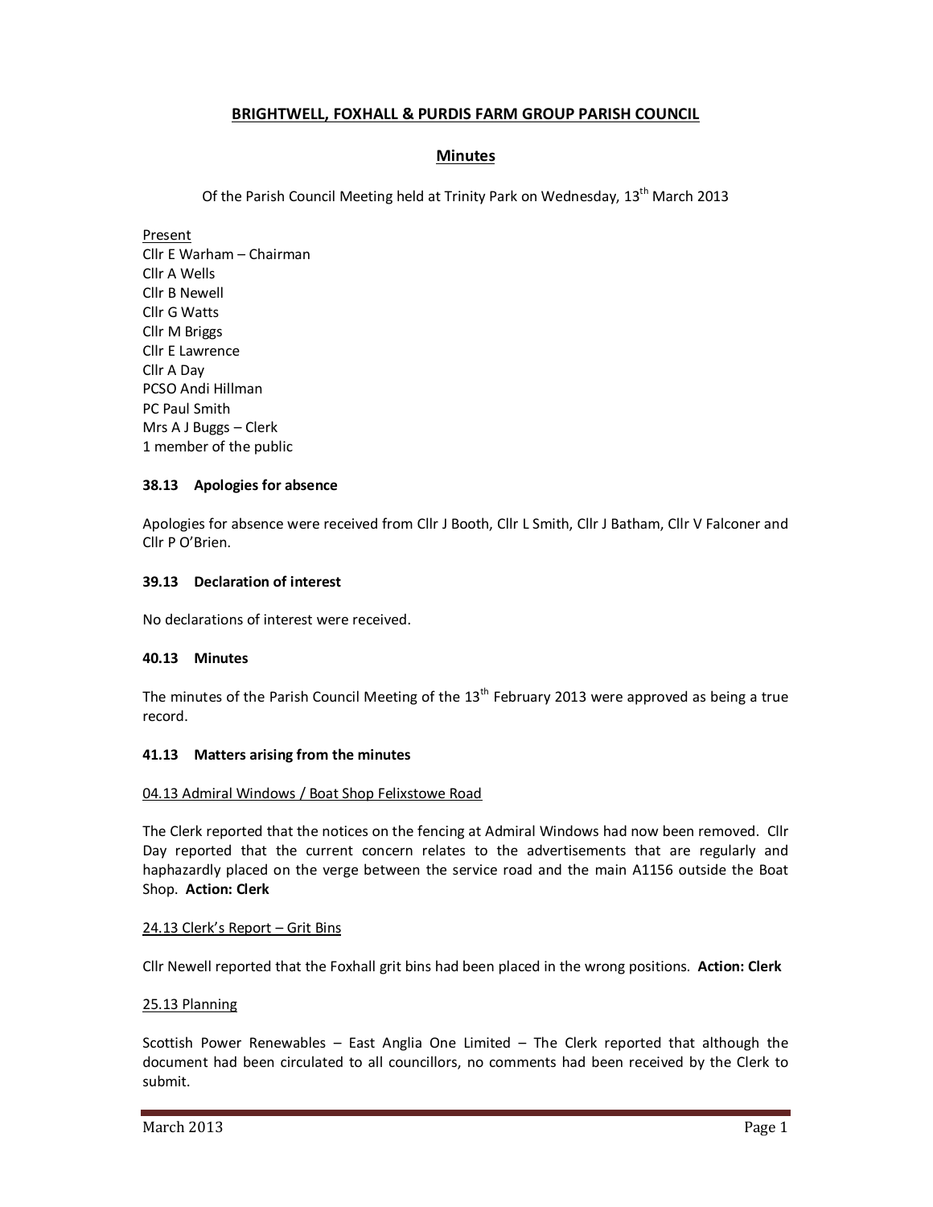# BRIGHTWELL, FOXHALL & PURDIS FARM GROUP PARISH COUNCIL

## Minutes

Of the Parish Council Meeting held at Trinity Park on Wednesday, 13th March 2013

Present
Cllr E Warham – Chairman
Cllr A Wells
Cllr B Newell
Cllr G Watts
Cllr M Briggs
Cllr E Lawrence
Cllr A Day
PCSO Andi Hillman
PC Paul Smith
Mrs A J Buggs – Clerk
1 member of the public

### 38.13 Apologies for absence

Apologies for absence were received from Cllr J Booth, Cllr L Smith, Cllr J Batham, Cllr V Falconer and Cllr P O'Brien.

### 39.13 Declaration of interest

No declarations of interest were received.

### 40.13 Minutes

The minutes of the Parish Council Meeting of the 13th February 2013 were approved as being a true record.

### 41.13 Matters arising from the minutes

04.13 Admiral Windows / Boat Shop Felixstowe Road

The Clerk reported that the notices on the fencing at Admiral Windows had now been removed. Cllr Day reported that the current concern relates to the advertisements that are regularly and haphazardly placed on the verge between the service road and the main A1156 outside the Boat Shop. **Action: Clerk**

24.13 Clerk's Report – Grit Bins

Cllr Newell reported that the Foxhall grit bins had been placed in the wrong positions. **Action: Clerk**

25.13 Planning

Scottish Power Renewables – East Anglia One Limited – The Clerk reported that although the document had been circulated to all councillors, no comments had been received by the Clerk to submit.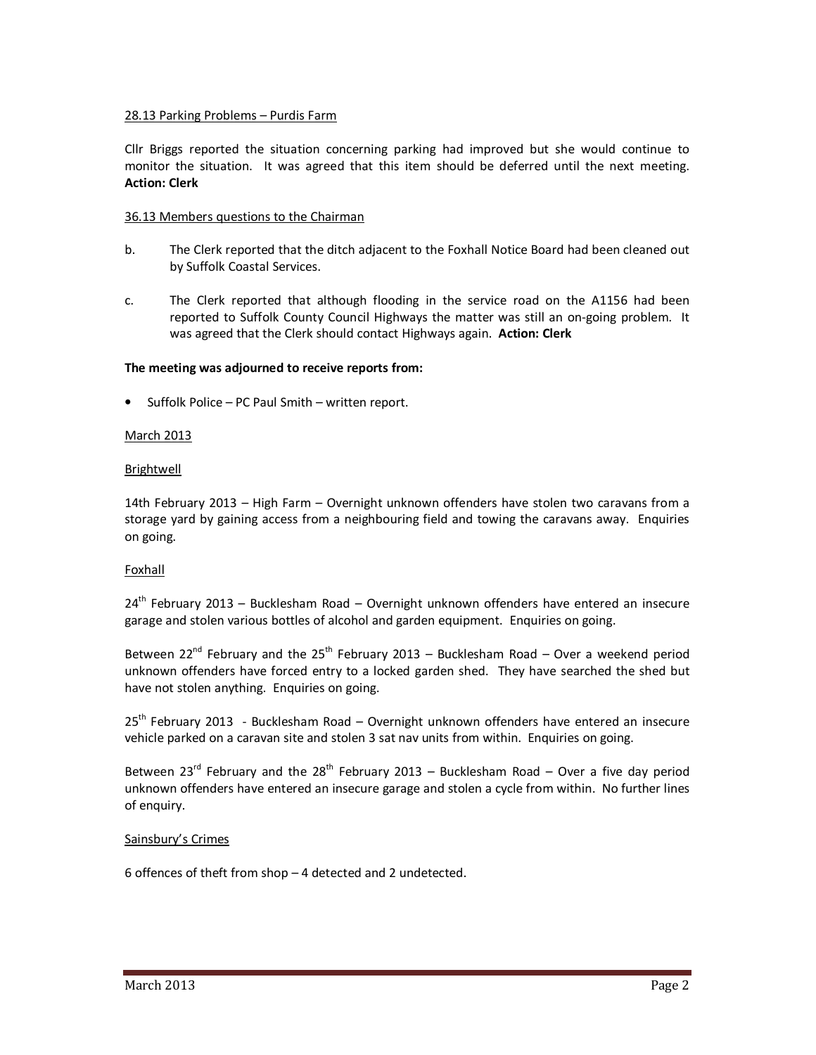28.13 Parking Problems – Purdis Farm

Cllr Briggs reported the situation concerning parking had improved but she would continue to monitor the situation. It was agreed that this item should be deferred until the next meeting. **Action: Clerk**

36.13 Members questions to the Chairman

b. The Clerk reported that the ditch adjacent to the Foxhall Notice Board had been cleaned out by Suffolk Coastal Services.

c. The Clerk reported that although flooding in the service road on the A1156 had been reported to Suffolk County Council Highways the matter was still an on-going problem. It was agreed that the Clerk should contact Highways again. **Action: Clerk**

**The meeting was adjourned to receive reports from:**

- Suffolk Police – PC Paul Smith – written report.

March 2013

Brightwell

14th February 2013 – High Farm – Overnight unknown offenders have stolen two caravans from a storage yard by gaining access from a neighbouring field and towing the caravans away. Enquiries on going.

Foxhall

24th February 2013 – Bucklesham Road – Overnight unknown offenders have entered an insecure garage and stolen various bottles of alcohol and garden equipment. Enquiries on going.

Between 22nd February and the 25th February 2013 – Bucklesham Road – Over a weekend period unknown offenders have forced entry to a locked garden shed. They have searched the shed but have not stolen anything. Enquiries on going.

25th February 2013 - Bucklesham Road – Overnight unknown offenders have entered an insecure vehicle parked on a caravan site and stolen 3 sat nav units from within. Enquiries on going.

Between 23rd February and the 28th February 2013 – Bucklesham Road – Over a five day period unknown offenders have entered an insecure garage and stolen a cycle from within. No further lines of enquiry.

Sainsbury's Crimes

6 offences of theft from shop – 4 detected and 2 undetected.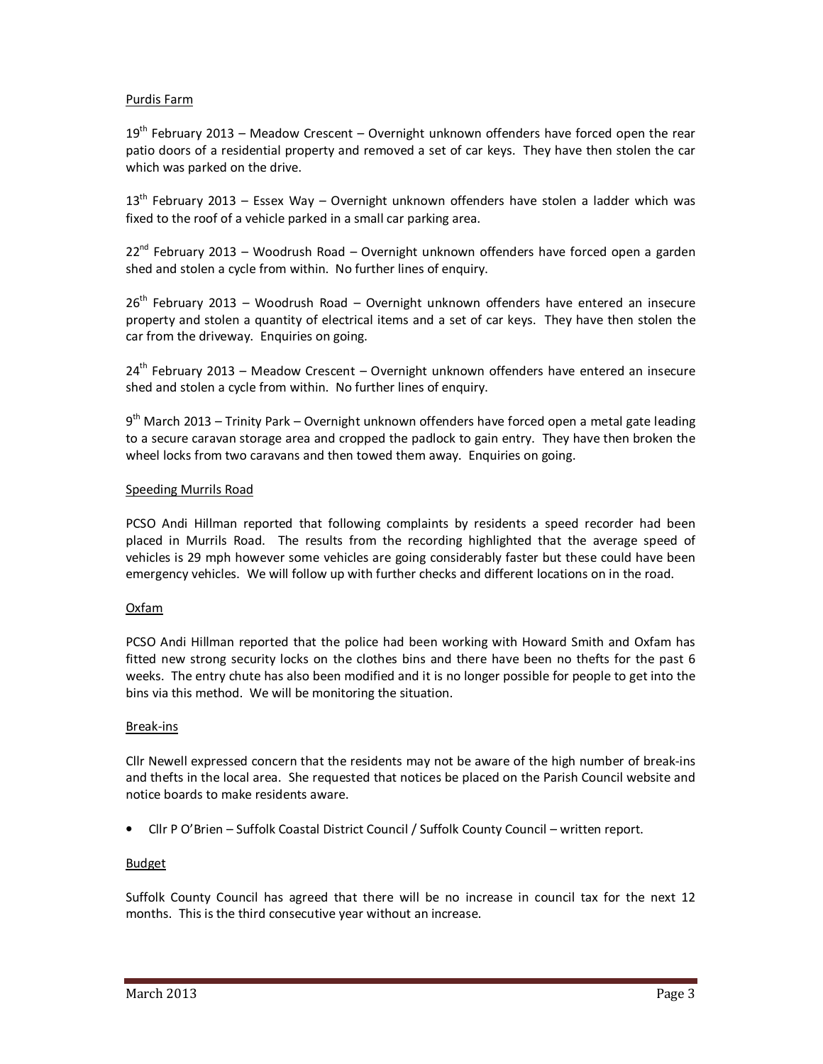Purdis Farm

19th February 2013 – Meadow Crescent – Overnight unknown offenders have forced open the rear patio doors of a residential property and removed a set of car keys. They have then stolen the car which was parked on the drive.

13th February 2013 – Essex Way – Overnight unknown offenders have stolen a ladder which was fixed to the roof of a vehicle parked in a small car parking area.

22nd February 2013 – Woodrush Road – Overnight unknown offenders have forced open a garden shed and stolen a cycle from within. No further lines of enquiry.

26th February 2013 – Woodrush Road – Overnight unknown offenders have entered an insecure property and stolen a quantity of electrical items and a set of car keys. They have then stolen the car from the driveway. Enquiries on going.

24th February 2013 – Meadow Crescent – Overnight unknown offenders have entered an insecure shed and stolen a cycle from within. No further lines of enquiry.

9th March 2013 – Trinity Park – Overnight unknown offenders have forced open a metal gate leading to a secure caravan storage area and cropped the padlock to gain entry. They have then broken the wheel locks from two caravans and then towed them away. Enquiries on going.

Speeding Murrils Road

PCSO Andi Hillman reported that following complaints by residents a speed recorder had been placed in Murrils Road. The results from the recording highlighted that the average speed of vehicles is 29 mph however some vehicles are going considerably faster but these could have been emergency vehicles. We will follow up with further checks and different locations on in the road.

Oxfam

PCSO Andi Hillman reported that the police had been working with Howard Smith and Oxfam has fitted new strong security locks on the clothes bins and there have been no thefts for the past 6 weeks. The entry chute has also been modified and it is no longer possible for people to get into the bins via this method. We will be monitoring the situation.

Break-ins

Cllr Newell expressed concern that the residents may not be aware of the high number of break-ins and thefts in the local area. She requested that notices be placed on the Parish Council website and notice boards to make residents aware.

- Cllr P O'Brien – Suffolk Coastal District Council / Suffolk County Council – written report.

Budget

Suffolk County Council has agreed that there will be no increase in council tax for the next 12 months. This is the third consecutive year without an increase.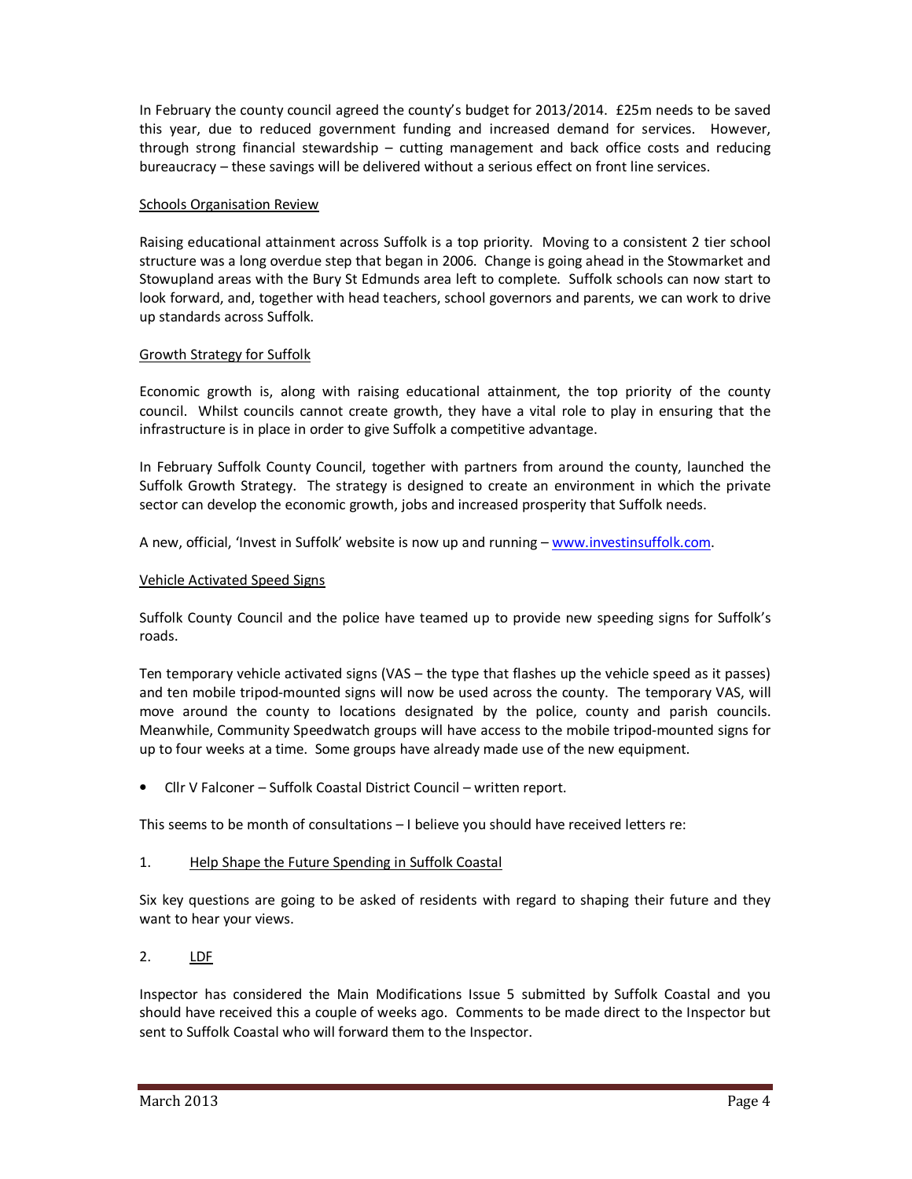In February the county council agreed the county's budget for 2013/2014. £25m needs to be saved this year, due to reduced government funding and increased demand for services. However, through strong financial stewardship – cutting management and back office costs and reducing bureaucracy – these savings will be delivered without a serious effect on front line services.

<u>Schools Organisation Review</u>

Raising educational attainment across Suffolk is a top priority. Moving to a consistent 2 tier school structure was a long overdue step that began in 2006. Change is going ahead in the Stowmarket and Stowupland areas with the Bury St Edmunds area left to complete. Suffolk schools can now start to look forward, and, together with head teachers, school governors and parents, we can work to drive up standards across Suffolk.

<u>Growth Strategy for Suffolk</u>

Economic growth is, along with raising educational attainment, the top priority of the county council. Whilst councils cannot create growth, they have a vital role to play in ensuring that the infrastructure is in place in order to give Suffolk a competitive advantage.

In February Suffolk County Council, together with partners from around the county, launched the Suffolk Growth Strategy. The strategy is designed to create an environment in which the private sector can develop the economic growth, jobs and increased prosperity that Suffolk needs.

A new, official, 'Invest in Suffolk' website is now up and running – [www.investinsuffolk.com](http://www.investinsuffolk.com).

<u>Vehicle Activated Speed Signs</u>

Suffolk County Council and the police have teamed up to provide new speeding signs for Suffolk's roads.

Ten temporary vehicle activated signs (VAS – the type that flashes up the vehicle speed as it passes) and ten mobile tripod-mounted signs will now be used across the county. The temporary VAS, will move around the county to locations designated by the police, county and parish councils. Meanwhile, Community Speedwatch groups will have access to the mobile tripod-mounted signs for up to four weeks at a time. Some groups have already made use of the new equipment.

- Cllr V Falconer – Suffolk Coastal District Council – written report.

This seems to be month of consultations – I believe you should have received letters re:

1. <u>Help Shape the Future Spending in Suffolk Coastal</u>

Six key questions are going to be asked of residents with regard to shaping their future and they want to hear your views.

2. <u>LDF</u>

Inspector has considered the Main Modifications Issue 5 submitted by Suffolk Coastal and you should have received this a couple of weeks ago. Comments to be made direct to the Inspector but sent to Suffolk Coastal who will forward them to the Inspector.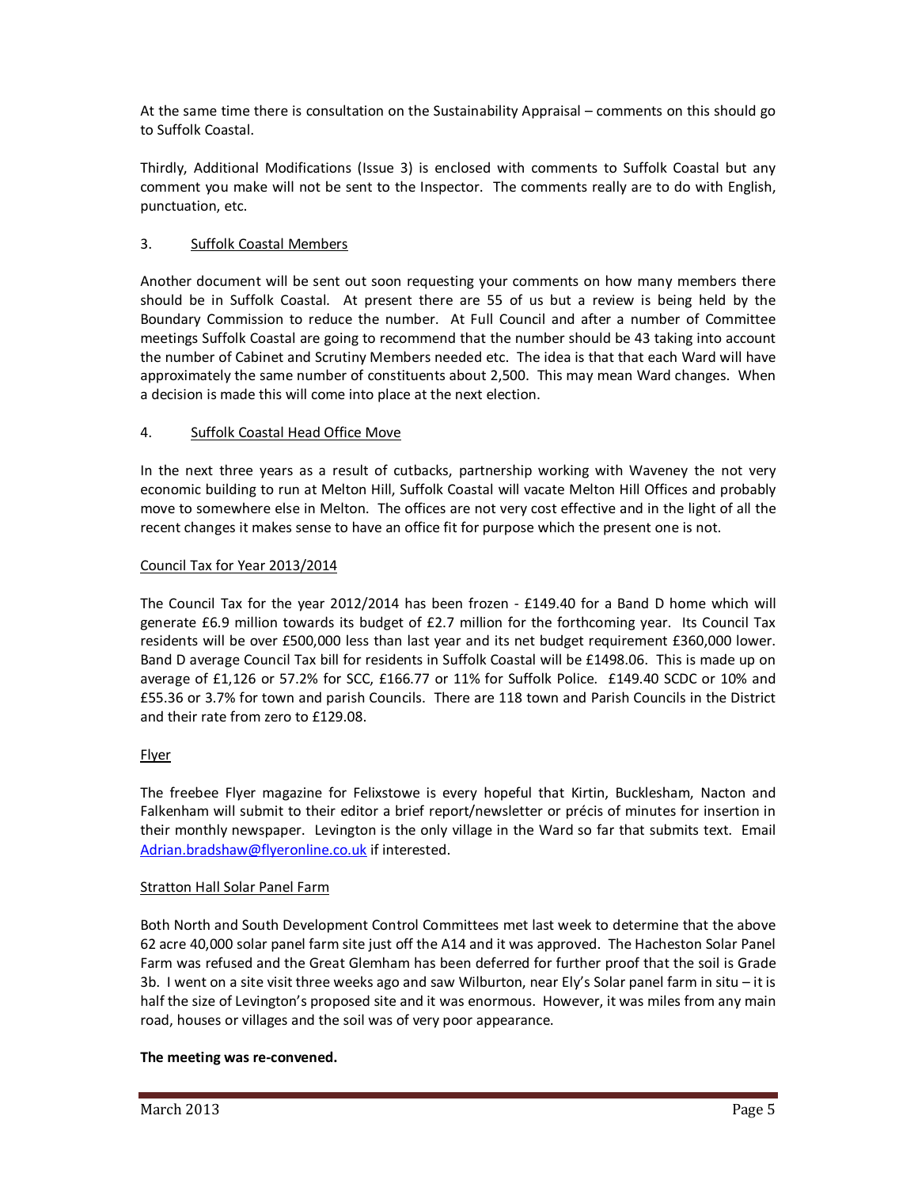At the same time there is consultation on the Sustainability Appraisal – comments on this should go to Suffolk Coastal.

Thirdly, Additional Modifications (Issue 3) is enclosed with comments to Suffolk Coastal but any comment you make will not be sent to the Inspector. The comments really are to do with English, punctuation, etc.

3. <u>Suffolk Coastal Members</u>

Another document will be sent out soon requesting your comments on how many members there should be in Suffolk Coastal. At present there are 55 of us but a review is being held by the Boundary Commission to reduce the number. At Full Council and after a number of Committee meetings Suffolk Coastal are going to recommend that the number should be 43 taking into account the number of Cabinet and Scrutiny Members needed etc. The idea is that that each Ward will have approximately the same number of constituents about 2,500. This may mean Ward changes. When a decision is made this will come into place at the next election.

4. <u>Suffolk Coastal Head Office Move</u>

In the next three years as a result of cutbacks, partnership working with Waveney the not very economic building to run at Melton Hill, Suffolk Coastal will vacate Melton Hill Offices and probably move to somewhere else in Melton. The offices are not very cost effective and in the light of all the recent changes it makes sense to have an office fit for purpose which the present one is not.

<u>Council Tax for Year 2013/2014</u>

The Council Tax for the year 2012/2014 has been frozen - £149.40 for a Band D home which will generate £6.9 million towards its budget of £2.7 million for the forthcoming year. Its Council Tax residents will be over £500,000 less than last year and its net budget requirement £360,000 lower. Band D average Council Tax bill for residents in Suffolk Coastal will be £1498.06. This is made up on average of £1,126 or 57.2% for SCC, £166.77 or 11% for Suffolk Police. £149.40 SCDC or 10% and £55.36 or 3.7% for town and parish Councils. There are 118 town and Parish Councils in the District and their rate from zero to £129.08.

<u>Flyer</u>

The freebee Flyer magazine for Felixstowe is every hopeful that Kirtin, Bucklesham, Nacton and Falkenham will submit to their editor a brief report/newsletter or précis of minutes for insertion in their monthly newspaper. Levington is the only village in the Ward so far that submits text. Email Adrian.bradshaw@flyeronline.co.uk if interested.

<u>Stratton Hall Solar Panel Farm</u>

Both North and South Development Control Committees met last week to determine that the above 62 acre 40,000 solar panel farm site just off the A14 and it was approved. The Hacheston Solar Panel Farm was refused and the Great Glemham has been deferred for further proof that the soil is Grade 3b. I went on a site visit three weeks ago and saw Wilburton, near Ely's Solar panel farm in situ – it is half the size of Levington's proposed site and it was enormous. However, it was miles from any main road, houses or villages and the soil was of very poor appearance.

**The meeting was re-convened.**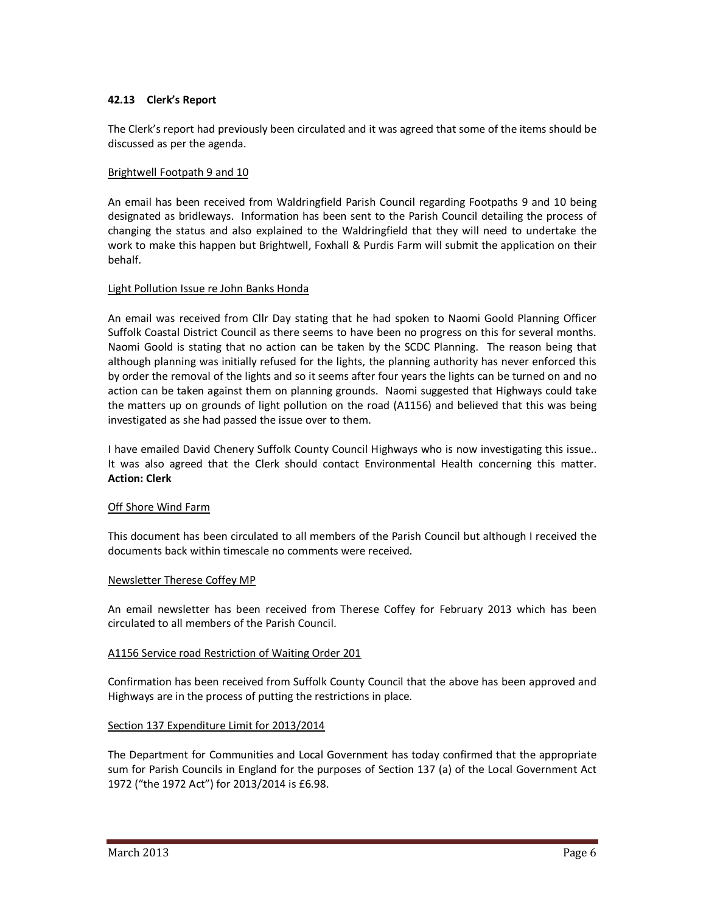**42.13 Clerk's Report**

The Clerk's report had previously been circulated and it was agreed that some of the items should be discussed as per the agenda.

<u>Brightwell Footpath 9 and 10</u>

An email has been received from Waldringfield Parish Council regarding Footpaths 9 and 10 being designated as bridleways. Information has been sent to the Parish Council detailing the process of changing the status and also explained to the Waldringfield that they will need to undertake the work to make this happen but Brightwell, Foxhall & Purdis Farm will submit the application on their behalf.

<u>Light Pollution Issue re John Banks Honda</u>

An email was received from Cllr Day stating that he had spoken to Naomi Goold Planning Officer Suffolk Coastal District Council as there seems to have been no progress on this for several months. Naomi Goold is stating that no action can be taken by the SCDC Planning. The reason being that although planning was initially refused for the lights, the planning authority has never enforced this by order the removal of the lights and so it seems after four years the lights can be turned on and no action can be taken against them on planning grounds. Naomi suggested that Highways could take the matters up on grounds of light pollution on the road (A1156) and believed that this was being investigated as she had passed the issue over to them.

I have emailed David Chenery Suffolk County Council Highways who is now investigating this issue.. It was also agreed that the Clerk should contact Environmental Health concerning this matter. **Action: Clerk**

<u>Off Shore Wind Farm</u>

This document has been circulated to all members of the Parish Council but although I received the documents back within timescale no comments were received.

<u>Newsletter Therese Coffey MP</u>

An email newsletter has been received from Therese Coffey for February 2013 which has been circulated to all members of the Parish Council.

<u>A1156 Service road Restriction of Waiting Order 201</u>

Confirmation has been received from Suffolk County Council that the above has been approved and Highways are in the process of putting the restrictions in place.

<u>Section 137 Expenditure Limit for 2013/2014</u>

The Department for Communities and Local Government has today confirmed that the appropriate sum for Parish Councils in England for the purposes of Section 137 (a) of the Local Government Act 1972 ("the 1972 Act") for 2013/2014 is £6.98.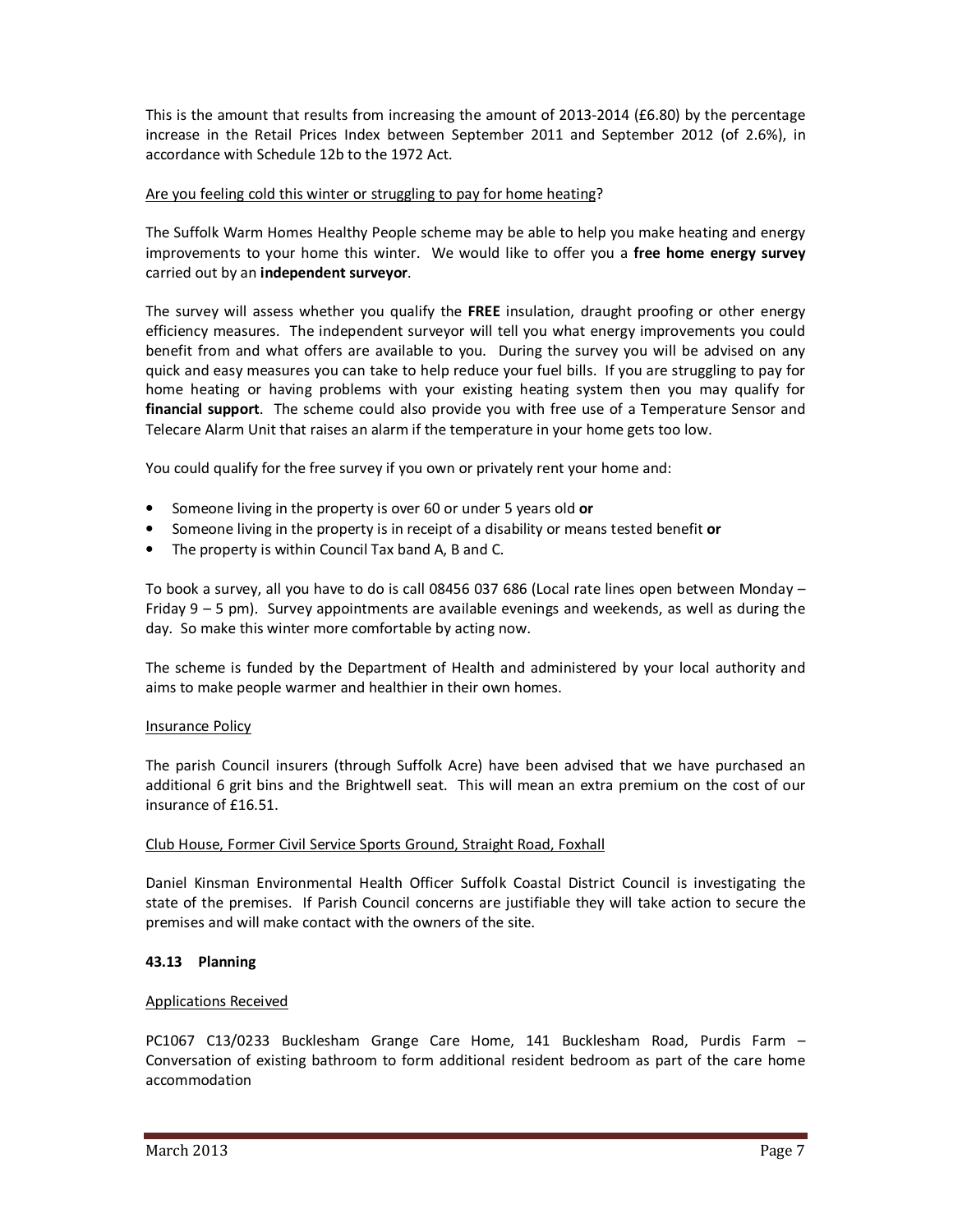This is the amount that results from increasing the amount of 2013-2014 (£6.80) by the percentage increase in the Retail Prices Index between September 2011 and September 2012 (of 2.6%), in accordance with Schedule 12b to the 1972 Act.

Are you feeling cold this winter or struggling to pay for home heating?

The Suffolk Warm Homes Healthy People scheme may be able to help you make heating and energy improvements to your home this winter. We would like to offer you a **free home energy survey** carried out by an **independent surveyor**.

The survey will assess whether you qualify the **FREE** insulation, draught proofing or other energy efficiency measures. The independent surveyor will tell you what energy improvements you could benefit from and what offers are available to you. During the survey you will be advised on any quick and easy measures you can take to help reduce your fuel bills. If you are struggling to pay for home heating or having problems with your existing heating system then you may qualify for **financial support**. The scheme could also provide you with free use of a Temperature Sensor and Telecare Alarm Unit that raises an alarm if the temperature in your home gets too low.

You could qualify for the free survey if you own or privately rent your home and:

- Someone living in the property is over 60 or under 5 years old **or**
- Someone living in the property is in receipt of a disability or means tested benefit **or**
- The property is within Council Tax band A, B and C.

To book a survey, all you have to do is call 08456 037 686 (Local rate lines open between Monday – Friday 9 – 5 pm). Survey appointments are available evenings and weekends, as well as during the day. So make this winter more comfortable by acting now.

The scheme is funded by the Department of Health and administered by your local authority and aims to make people warmer and healthier in their own homes.

Insurance Policy

The parish Council insurers (through Suffolk Acre) have been advised that we have purchased an additional 6 grit bins and the Brightwell seat. This will mean an extra premium on the cost of our insurance of £16.51.

Club House, Former Civil Service Sports Ground, Straight Road, Foxhall

Daniel Kinsman Environmental Health Officer Suffolk Coastal District Council is investigating the state of the premises. If Parish Council concerns are justifiable they will take action to secure the premises and will make contact with the owners of the site.

**43.13 Planning**

Applications Received

PC1067 C13/0233 Bucklesham Grange Care Home, 141 Bucklesham Road, Purdis Farm – Conversation of existing bathroom to form additional resident bedroom as part of the care home accommodation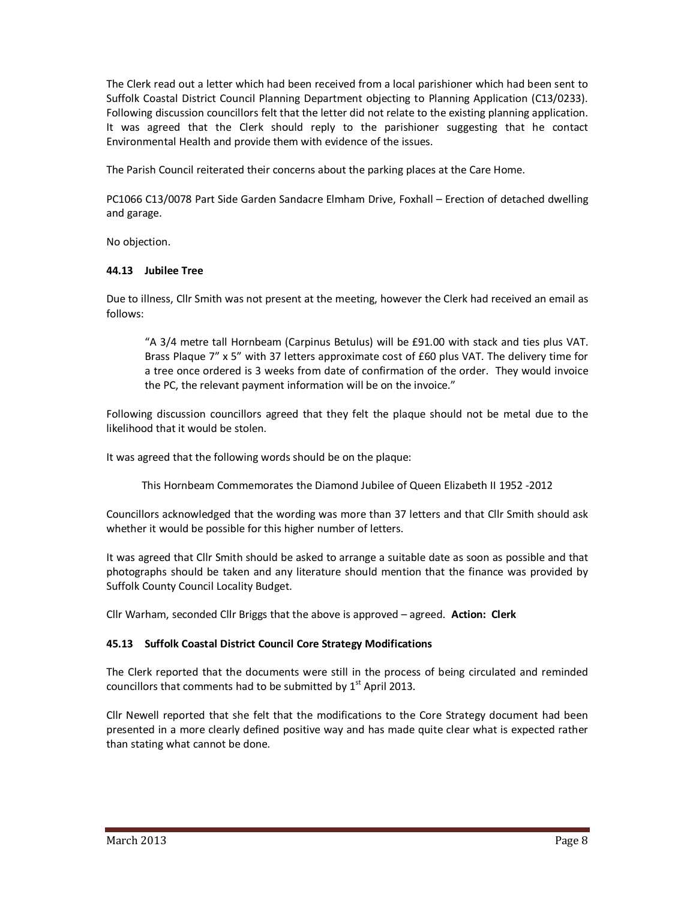The Clerk read out a letter which had been received from a local parishioner which had been sent to Suffolk Coastal District Council Planning Department objecting to Planning Application (C13/0233). Following discussion councillors felt that the letter did not relate to the existing planning application. It was agreed that the Clerk should reply to the parishioner suggesting that he contact Environmental Health and provide them with evidence of the issues.

The Parish Council reiterated their concerns about the parking places at the Care Home.

PC1066 C13/0078 Part Side Garden Sandacre Elmham Drive, Foxhall – Erection of detached dwelling and garage.

No objection.

### 44.13 Jubilee Tree

Due to illness, Cllr Smith was not present at the meeting, however the Clerk had received an email as follows:

> "A 3/4 metre tall Hornbeam (Carpinus Betulus) will be £91.00 with stack and ties plus VAT. Brass Plaque 7" x 5" with 37 letters approximate cost of £60 plus VAT. The delivery time for a tree once ordered is 3 weeks from date of confirmation of the order. They would invoice the PC, the relevant payment information will be on the invoice."

Following discussion councillors agreed that they felt the plaque should not be metal due to the likelihood that it would be stolen.

It was agreed that the following words should be on the plaque:

> This Hornbeam Commemorates the Diamond Jubilee of Queen Elizabeth II 1952 -2012

Councillors acknowledged that the wording was more than 37 letters and that Cllr Smith should ask whether it would be possible for this higher number of letters.

It was agreed that Cllr Smith should be asked to arrange a suitable date as soon as possible and that photographs should be taken and any literature should mention that the finance was provided by Suffolk County Council Locality Budget.

Cllr Warham, seconded Cllr Briggs that the above is approved – agreed. **Action: Clerk**

### 45.13 Suffolk Coastal District Council Core Strategy Modifications

The Clerk reported that the documents were still in the process of being circulated and reminded councillors that comments had to be submitted by 1st April 2013.

Cllr Newell reported that she felt that the modifications to the Core Strategy document had been presented in a more clearly defined positive way and has made quite clear what is expected rather than stating what cannot be done.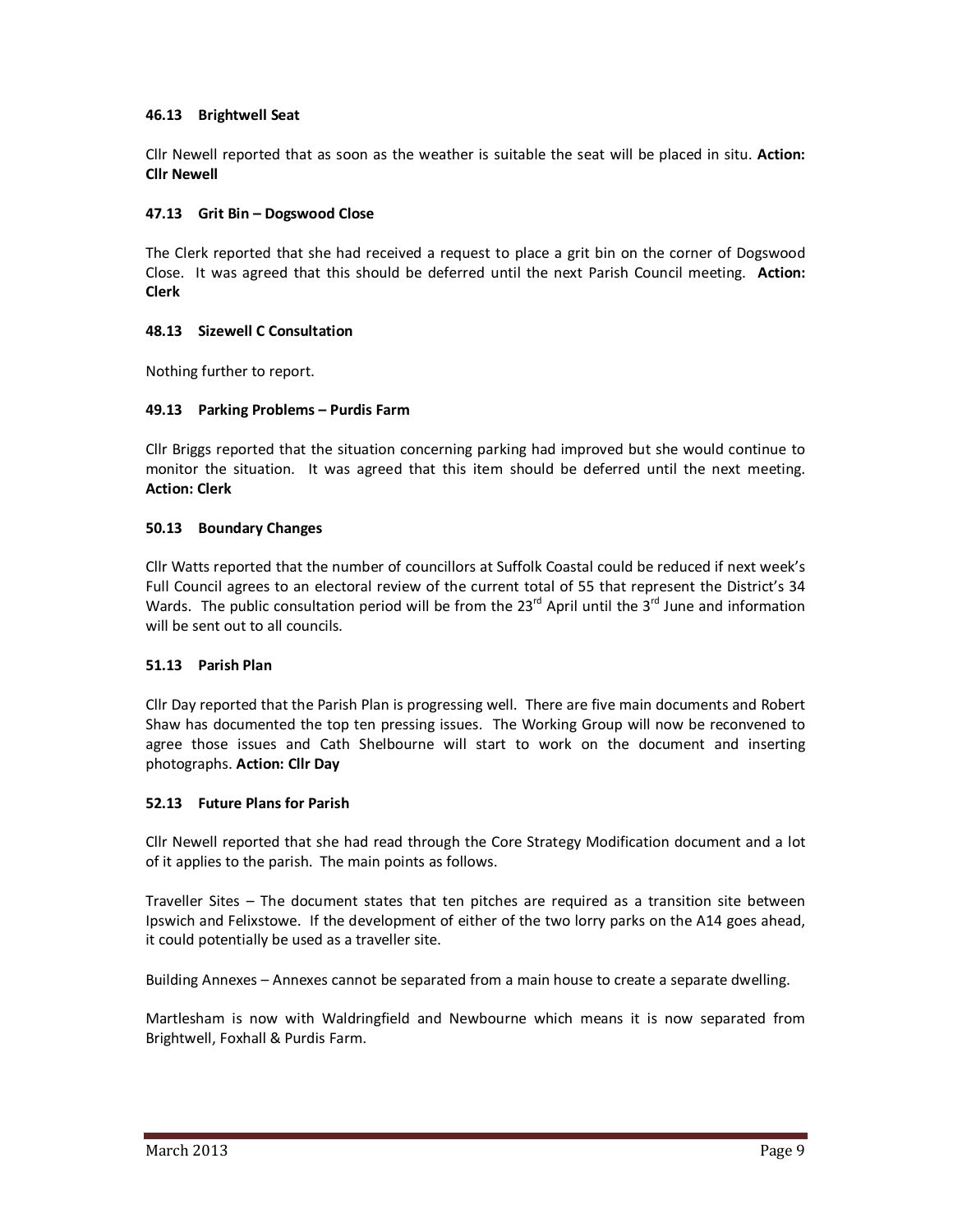### 46.13 Brightwell Seat

Cllr Newell reported that as soon as the weather is suitable the seat will be placed in situ. **Action: Cllr Newell**

### 47.13 Grit Bin – Dogswood Close

The Clerk reported that she had received a request to place a grit bin on the corner of Dogswood Close. It was agreed that this should be deferred until the next Parish Council meeting. **Action: Clerk**

### 48.13 Sizewell C Consultation

Nothing further to report.

### 49.13 Parking Problems – Purdis Farm

Cllr Briggs reported that the situation concerning parking had improved but she would continue to monitor the situation. It was agreed that this item should be deferred until the next meeting. **Action: Clerk**

### 50.13 Boundary Changes

Cllr Watts reported that the number of councillors at Suffolk Coastal could be reduced if next week's Full Council agrees to an electoral review of the current total of 55 that represent the District's 34 Wards. The public consultation period will be from the 23rd April until the 3rd June and information will be sent out to all councils.

### 51.13 Parish Plan

Cllr Day reported that the Parish Plan is progressing well. There are five main documents and Robert Shaw has documented the top ten pressing issues. The Working Group will now be reconvened to agree those issues and Cath Shelbourne will start to work on the document and inserting photographs. **Action: Cllr Day**

### 52.13 Future Plans for Parish

Cllr Newell reported that she had read through the Core Strategy Modification document and a lot of it applies to the parish. The main points as follows.

Traveller Sites – The document states that ten pitches are required as a transition site between Ipswich and Felixstowe. If the development of either of the two lorry parks on the A14 goes ahead, it could potentially be used as a traveller site.

Building Annexes – Annexes cannot be separated from a main house to create a separate dwelling.

Martlesham is now with Waldringfield and Newbourne which means it is now separated from Brightwell, Foxhall & Purdis Farm.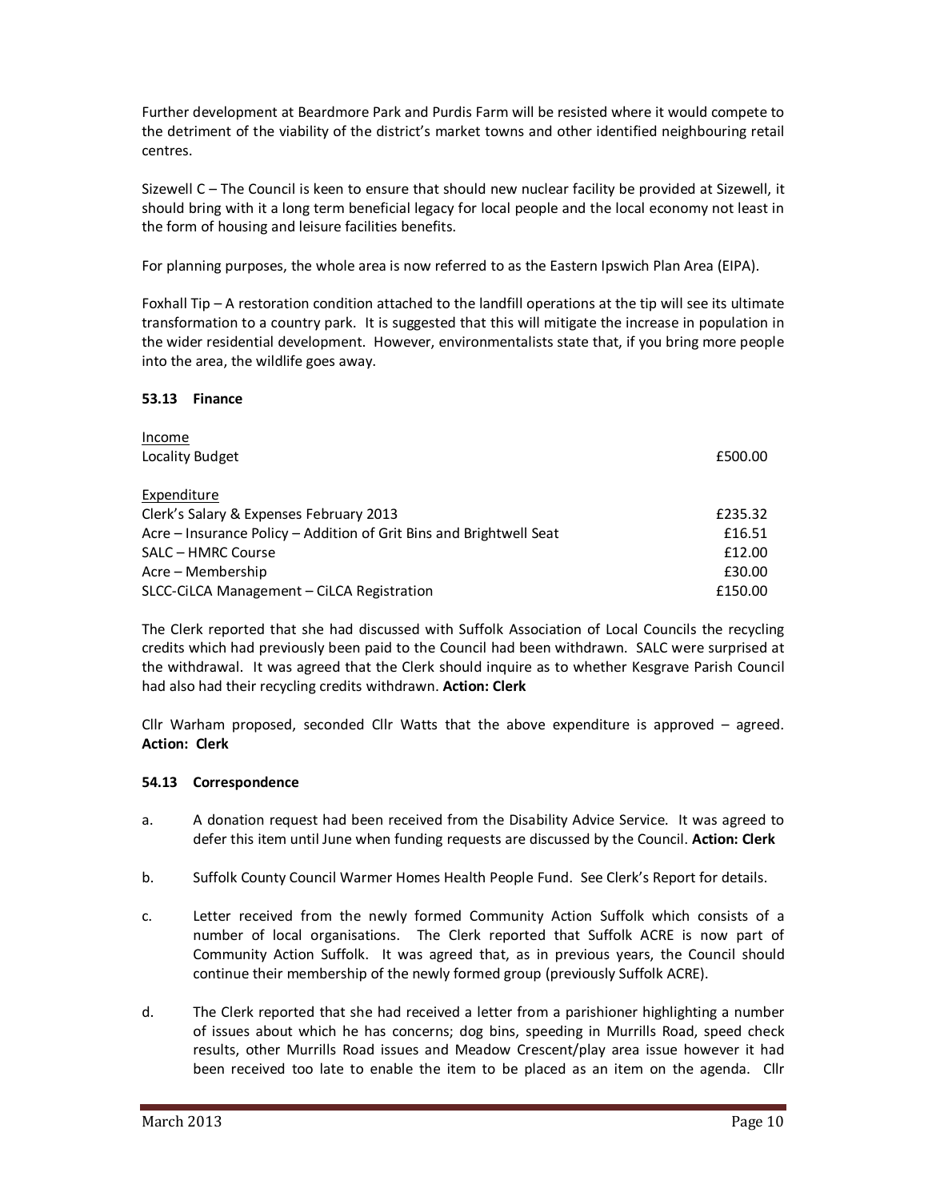Further development at Beardmore Park and Purdis Farm will be resisted where it would compete to the detriment of the viability of the district's market towns and other identified neighbouring retail centres.

Sizewell C – The Council is keen to ensure that should new nuclear facility be provided at Sizewell, it should bring with it a long term beneficial legacy for local people and the local economy not least in the form of housing and leisure facilities benefits.

For planning purposes, the whole area is now referred to as the Eastern Ipswich Plan Area (EIPA).

Foxhall Tip – A restoration condition attached to the landfill operations at the tip will see its ultimate transformation to a country park. It is suggested that this will mitigate the increase in population in the wider residential development. However, environmentalists state that, if you bring more people into the area, the wildlife goes away.

**53.13 Finance**

| | |
|---|---|
| Income | |
| Locality Budget | £500.00 |
| | |
| Expenditure | |
| Clerk's Salary & Expenses February 2013 | £235.32 |
| Acre – Insurance Policy – Addition of Grit Bins and Brightwell Seat | £16.51 |
| SALC – HMRC Course | £12.00 |
| Acre – Membership | £30.00 |
| SLCC-CiLCA Management – CiLCA Registration | £150.00 |

The Clerk reported that she had discussed with Suffolk Association of Local Councils the recycling credits which had previously been paid to the Council had been withdrawn. SALC were surprised at the withdrawal. It was agreed that the Clerk should inquire as to whether Kesgrave Parish Council had also had their recycling credits withdrawn. **Action: Clerk**

Cllr Warham proposed, seconded Cllr Watts that the above expenditure is approved – agreed. **Action: Clerk**

**54.13 Correspondence**

a. A donation request had been received from the Disability Advice Service. It was agreed to defer this item until June when funding requests are discussed by the Council. **Action: Clerk**

b. Suffolk County Council Warmer Homes Health People Fund. See Clerk's Report for details.

c. Letter received from the newly formed Community Action Suffolk which consists of a number of local organisations. The Clerk reported that Suffolk ACRE is now part of Community Action Suffolk. It was agreed that, as in previous years, the Council should continue their membership of the newly formed group (previously Suffolk ACRE).

d. The Clerk reported that she had received a letter from a parishioner highlighting a number of issues about which he has concerns; dog bins, speeding in Murrills Road, speed check results, other Murrills Road issues and Meadow Crescent/play area issue however it had been received too late to enable the item to be placed as an item on the agenda. Cllr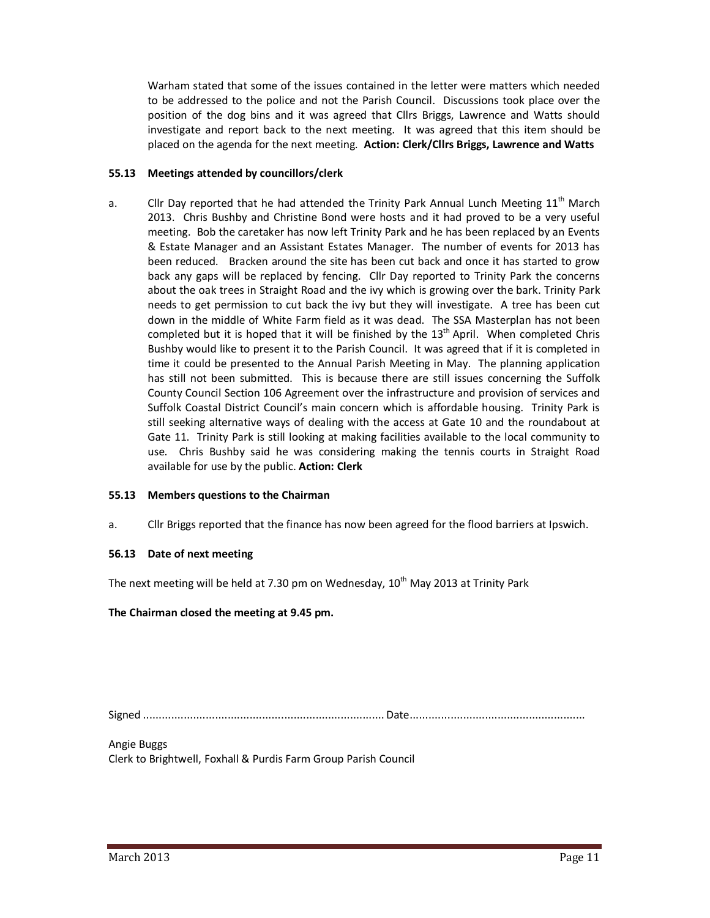Warham stated that some of the issues contained in the letter were matters which needed to be addressed to the police and not the Parish Council. Discussions took place over the position of the dog bins and it was agreed that Cllrs Briggs, Lawrence and Watts should investigate and report back to the next meeting. It was agreed that this item should be placed on the agenda for the next meeting. **Action: Clerk/Cllrs Briggs, Lawrence and Watts**

**55.13 Meetings attended by councillors/clerk**

a. Cllr Day reported that he had attended the Trinity Park Annual Lunch Meeting 11th March 2013. Chris Bushby and Christine Bond were hosts and it had proved to be a very useful meeting. Bob the caretaker has now left Trinity Park and he has been replaced by an Events & Estate Manager and an Assistant Estates Manager. The number of events for 2013 has been reduced. Bracken around the site has been cut back and once it has started to grow back any gaps will be replaced by fencing. Cllr Day reported to Trinity Park the concerns about the oak trees in Straight Road and the ivy which is growing over the bark. Trinity Park needs to get permission to cut back the ivy but they will investigate. A tree has been cut down in the middle of White Farm field as it was dead. The SSA Masterplan has not been completed but it is hoped that it will be finished by the 13th April. When completed Chris Bushby would like to present it to the Parish Council. It was agreed that if it is completed in time it could be presented to the Annual Parish Meeting in May. The planning application has still not been submitted. This is because there are still issues concerning the Suffolk County Council Section 106 Agreement over the infrastructure and provision of services and Suffolk Coastal District Council's main concern which is affordable housing. Trinity Park is still seeking alternative ways of dealing with the access at Gate 10 and the roundabout at Gate 11. Trinity Park is still looking at making facilities available to the local community to use. Chris Bushby said he was considering making the tennis courts in Straight Road available for use by the public. **Action: Clerk**

**55.13 Members questions to the Chairman**

a. Cllr Briggs reported that the finance has now been agreed for the flood barriers at Ipswich.

**56.13 Date of next meeting**

The next meeting will be held at 7.30 pm on Wednesday, 10th May 2013 at Trinity Park

**The Chairman closed the meeting at 9.45 pm.**

Signed ............................................................................ Date.......................................................

Angie Buggs
Clerk to Brightwell, Foxhall & Purdis Farm Group Parish Council